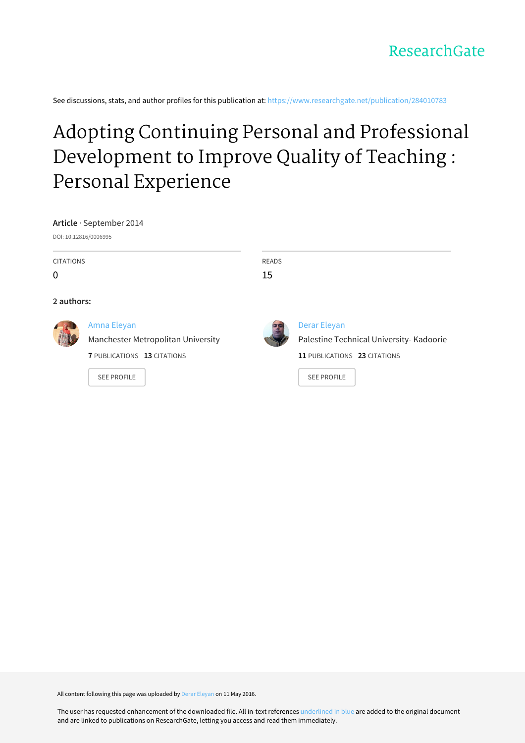ResearchGate

See discussions, stats, and author profiles for this publication at: https://www.researchgate.net/publication/284010783

# Adopting Continuing Personal and Professional Development to Improve Quality of Teaching : Personal Experience

**Article** · September 2014

DOI: 10.12816/0006995

CITATIONS
0

READS
15

**2 authors:**

Amna Eleyan
Manchester Metropolitan University
**7** PUBLICATIONS **13** CITATIONS

SEE PROFILE

Derar Eleyan
Palestine Technical University- Kadoorie
**11** PUBLICATIONS **23** CITATIONS

SEE PROFILE

All content following this page was uploaded by Derar Eleyan on 11 May 2016.

The user has requested enhancement of the downloaded file. All in-text references underlined in blue are added to the original document and are linked to publications on ResearchGate, letting you access and read them immediately.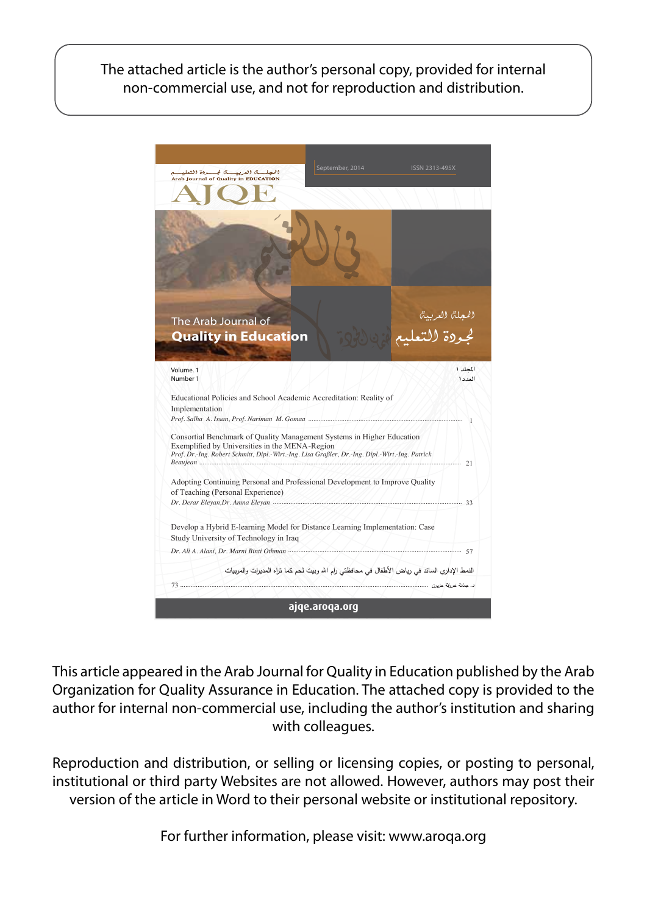The attached article is the author's personal copy, provided for internal non-commercial use, and not for reproduction and distribution.

المجلــة العربيــة لجــودة التعليــم
Arab Journal of Quality in EDUCATION

# AJQE

September, 2014 ISSN 2313-495X

The Arab Journal of
**Quality in Education**

المجلة العربية
لجودة التعليم

Volume. 1
Number 1

المجلد ١
العدد ١

Educational Policies and School Academic Accreditation: Reality of Implementation
*Prof. Salha A. Issan, Prof. Nariman M. Gomaa* ........ 1

Consortial Benchmark of Quality Management Systems in Higher Education Exemplified by Universities in the MENA-Region
*Prof. Dr.-Ing. Robert Schmitt, Dipl.-Wirt.-Ing. Lisa Graßler, Dr.-Ing. Dipl.-Wirt.-Ing. Patrick Beaujean* ........ 21

Adopting Continuing Personal and Professional Development to Improve Quality of Teaching (Personal Experience)
*Dr. Derar Eleyan, Dr. Amna Eleyan* ........ 33

Develop a Hybrid E-learning Model for Distance Learning Implementation: Case Study University of Technology in Iraq
*Dr. Ali A. Alani, Dr. Marni Binti Othman* ........ 57

النمط الإداري السائد في رياض الأطفال في محافظتي رام الله وبيت لحم كما تراه المديرات والمربيات
د. جمانة خروفة حزبون ........ 73

ajqe.aroqa.org

This article appeared in the Arab Journal for Quality in Education published by the Arab Organization for Quality Assurance in Education. The attached copy is provided to the author for internal non-commercial use, including the author's institution and sharing with colleagues.

Reproduction and distribution, or selling or licensing copies, or posting to personal, institutional or third party Websites are not allowed. However, authors may post their version of the article in Word to their personal website or institutional repository.

For further information, please visit: www.aroqa.org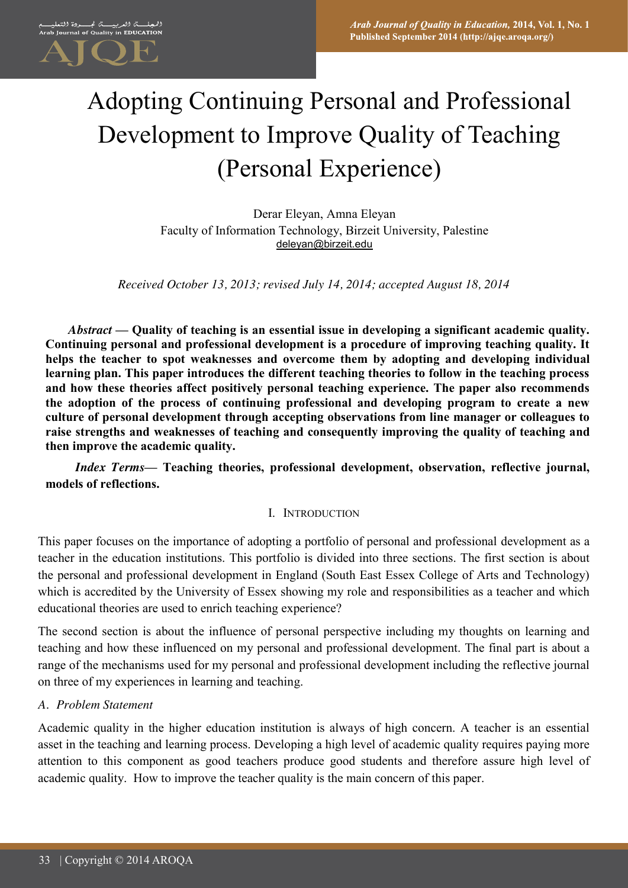# Adopting Continuing Personal and Professional Development to Improve Quality of Teaching (Personal Experience)

Derar Eleyan, Amna Eleyan
Faculty of Information Technology, Birzeit University, Palestine
deleyan@birzeit.edu

*Received October 13, 2013; revised July 14, 2014; accepted August 18, 2014*

***Abstract* — Quality of teaching is an essential issue in developing a significant academic quality. Continuing personal and professional development is a procedure of improving teaching quality. It helps the teacher to spot weaknesses and overcome them by adopting and developing individual learning plan. This paper introduces the different teaching theories to follow in the teaching process and how these theories affect positively personal teaching experience. The paper also recommends the adoption of the process of continuing professional and developing program to create a new culture of personal development through accepting observations from line manager or colleagues to raise strengths and weaknesses of teaching and consequently improving the quality of teaching and then improve the academic quality.**

***Index Terms*— Teaching theories, professional development, observation, reflective journal, models of reflections.**

## I. Introduction

This paper focuses on the importance of adopting a portfolio of personal and professional development as a teacher in the education institutions. This portfolio is divided into three sections. The first section is about the personal and professional development in England (South East Essex College of Arts and Technology) which is accredited by the University of Essex showing my role and responsibilities as a teacher and which educational theories are used to enrich teaching experience?

The second section is about the influence of personal perspective including my thoughts on learning and teaching and how these influenced on my personal and professional development. The final part is about a range of the mechanisms used for my personal and professional development including the reflective journal on three of my experiences in learning and teaching.

### *A. Problem Statement*

Academic quality in the higher education institution is always of high concern. A teacher is an essential asset in the teaching and learning process. Developing a high level of academic quality requires paying more attention to this component as good teachers produce good students and therefore assure high level of academic quality. How to improve the teacher quality is the main concern of this paper.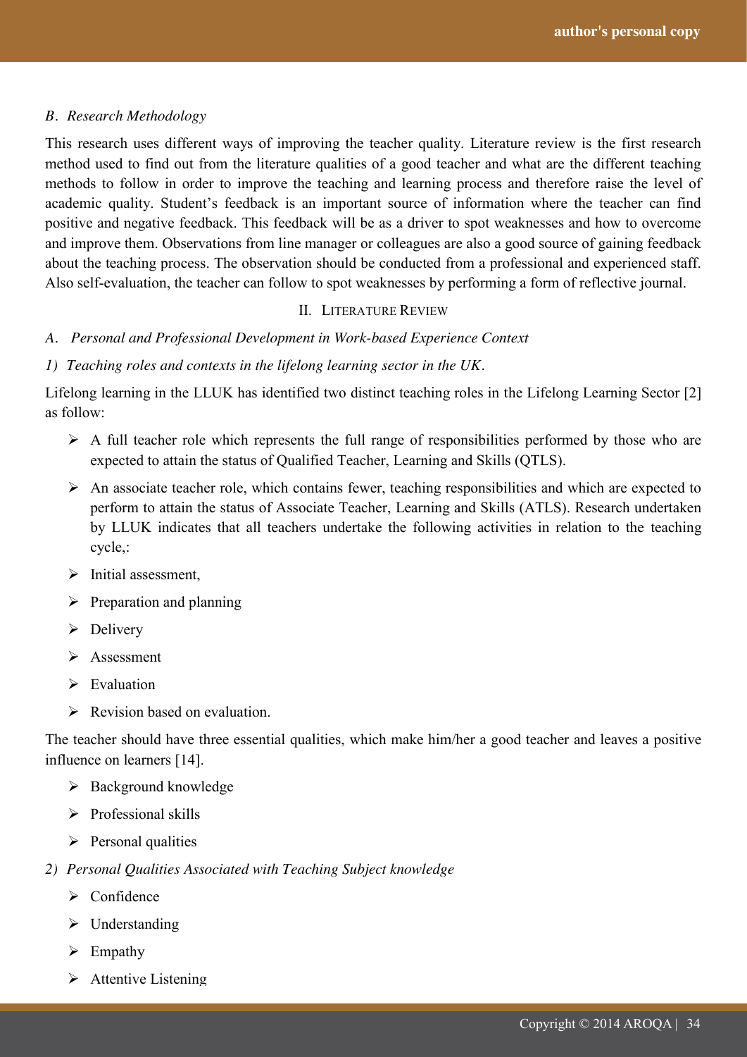### *B. Research Methodology*

This research uses different ways of improving the teacher quality. Literature review is the first research method used to find out from the literature qualities of a good teacher and what are the different teaching methods to follow in order to improve the teaching and learning process and therefore raise the level of academic quality. Student's feedback is an important source of information where the teacher can find positive and negative feedback. This feedback will be as a driver to spot weaknesses and how to overcome and improve them. Observations from line manager or colleagues are also a good source of gaining feedback about the teaching process. The observation should be conducted from a professional and experienced staff. Also self-evaluation, the teacher can follow to spot weaknesses by performing a form of reflective journal.

## II. Literature Review

### *A. Personal and Professional Development in Work-based Experience Context*

#### *1) Teaching roles and contexts in the lifelong learning sector in the UK.*

Lifelong learning in the LLUK has identified two distinct teaching roles in the Lifelong Learning Sector [2] as follow:

- A full teacher role which represents the full range of responsibilities performed by those who are expected to attain the status of Qualified Teacher, Learning and Skills (QTLS).
- An associate teacher role, which contains fewer, teaching responsibilities and which are expected to perform to attain the status of Associate Teacher, Learning and Skills (ATLS). Research undertaken by LLUK indicates that all teachers undertake the following activities in relation to the teaching cycle,:
- Initial assessment,
- Preparation and planning
- Delivery
- Assessment
- Evaluation
- Revision based on evaluation.

The teacher should have three essential qualities, which make him/her a good teacher and leaves a positive influence on learners [14].

- Background knowledge
- Professional skills
- Personal qualities

#### *2) Personal Qualities Associated with Teaching Subject knowledge*

- Confidence
- Understanding
- Empathy
- Attentive Listening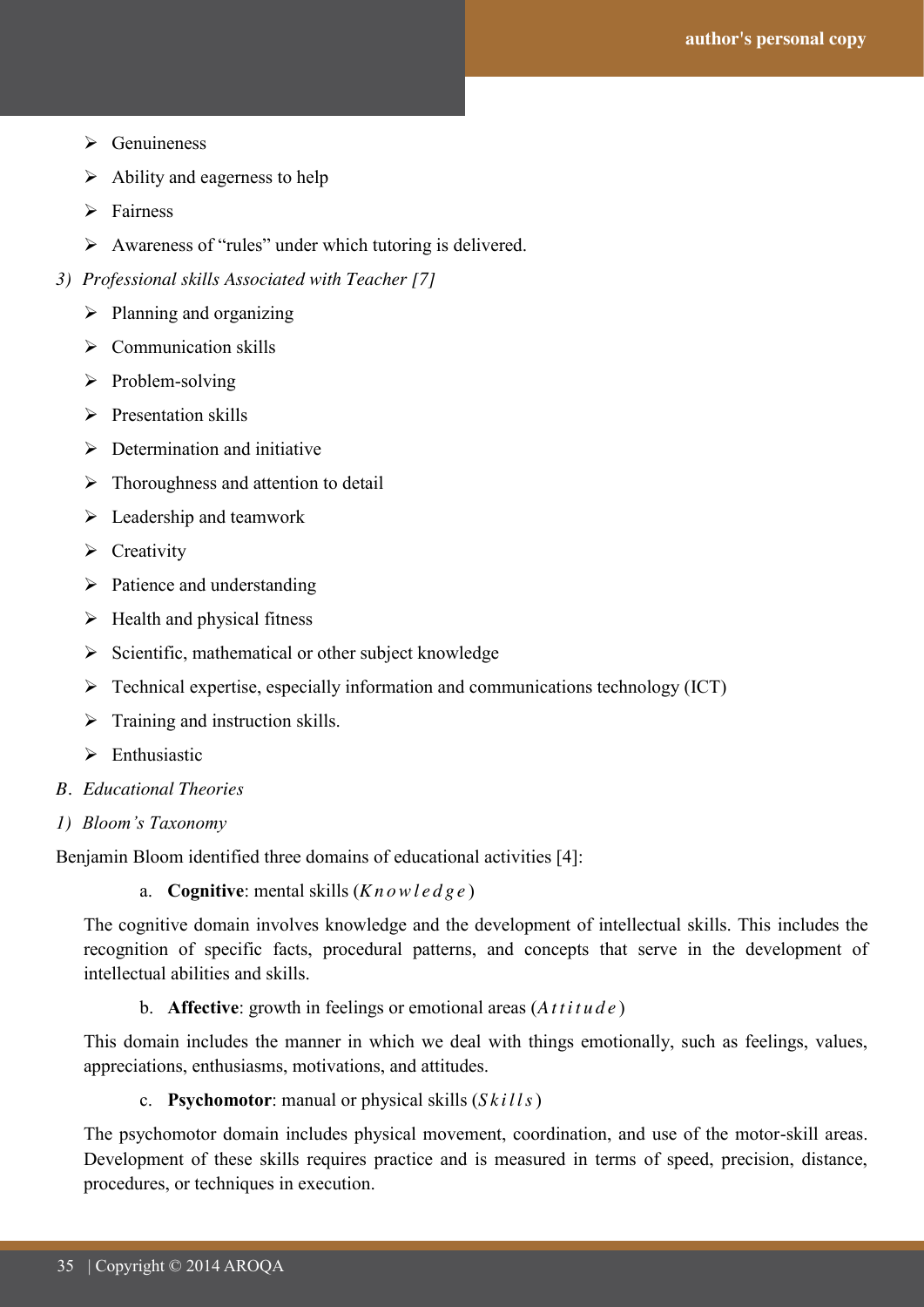- Genuineness
- Ability and eagerness to help
- Fairness
- Awareness of "rules" under which tutoring is delivered.

*3) Professional skills Associated with Teacher [7]*

- Planning and organizing
- Communication skills
- Problem-solving
- Presentation skills
- Determination and initiative
- Thoroughness and attention to detail
- Leadership and teamwork
- Creativity
- Patience and understanding
- Health and physical fitness
- Scientific, mathematical or other subject knowledge
- Technical expertise, especially information and communications technology (ICT)
- Training and instruction skills.
- Enthusiastic

*B. Educational Theories*

*1) Bloom's Taxonomy*

Benjamin Bloom identified three domains of educational activities [4]:

a. **Cognitive**: mental skills (*Knowledge*)

The cognitive domain involves knowledge and the development of intellectual skills. This includes the recognition of specific facts, procedural patterns, and concepts that serve in the development of intellectual abilities and skills.

b. **Affective**: growth in feelings or emotional areas (*Attitude*)

This domain includes the manner in which we deal with things emotionally, such as feelings, values, appreciations, enthusiasms, motivations, and attitudes.

c. **Psychomotor**: manual or physical skills (*Skills*)

The psychomotor domain includes physical movement, coordination, and use of the motor-skill areas. Development of these skills requires practice and is measured in terms of speed, precision, distance, procedures, or techniques in execution.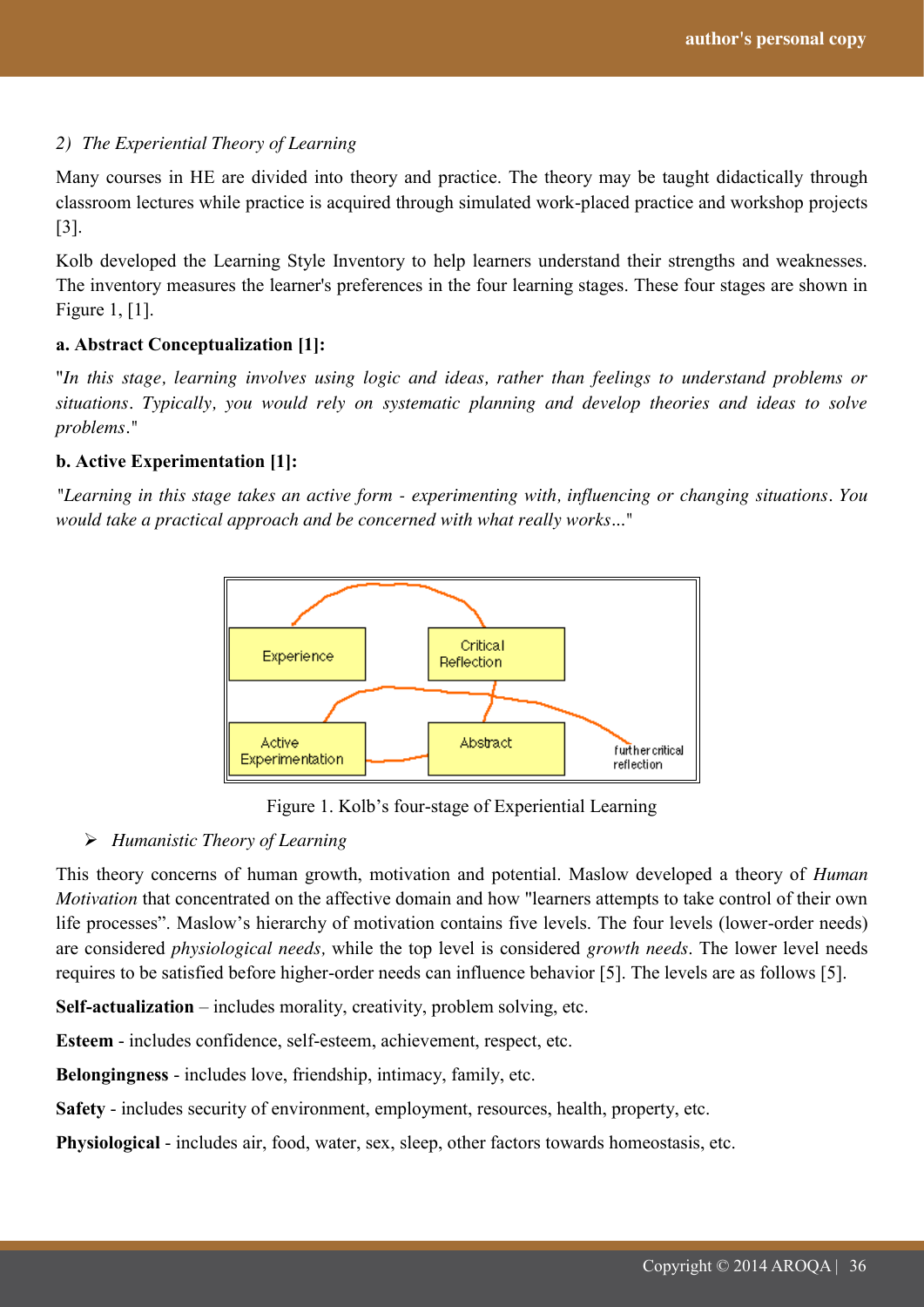*2) The Experiential Theory of Learning*

Many courses in HE are divided into theory and practice. The theory may be taught didactically through classroom lectures while practice is acquired through simulated work-placed practice and workshop projects [3].

Kolb developed the Learning Style Inventory to help learners understand their strengths and weaknesses. The inventory measures the learner's preferences in the four learning stages. These four stages are shown in Figure 1, [1].

**a. Abstract Conceptualization [1]:**

"*In this stage, learning involves using logic and ideas, rather than feelings to understand problems or situations. Typically, you would rely on systematic planning and develop theories and ideas to solve problems.*"

**b. Active Experimentation [1]:**

*"Learning in this stage takes an active form - experimenting with, influencing or changing situations. You would take a practical approach and be concerned with what really works…"*

Figure 1. Kolb's four-stage of Experiential Learning

- *Humanistic Theory of Learning*

This theory concerns of human growth, motivation and potential. Maslow developed a theory of *Human Motivation* that concentrated on the affective domain and how "learners attempts to take control of their own life processes". Maslow's hierarchy of motivation contains five levels. The four levels (lower-order needs) are considered *physiological needs,* while the top level is considered *growth needs*. The lower level needs requires to be satisfied before higher-order needs can influence behavior [5]. The levels are as follows [5].

**Self-actualization** – includes morality, creativity, problem solving, etc.

**Esteem** - includes confidence, self-esteem, achievement, respect, etc.

**Belongingness** - includes love, friendship, intimacy, family, etc.

**Safety** - includes security of environment, employment, resources, health, property, etc.

**Physiological** - includes air, food, water, sex, sleep, other factors towards homeostasis, etc.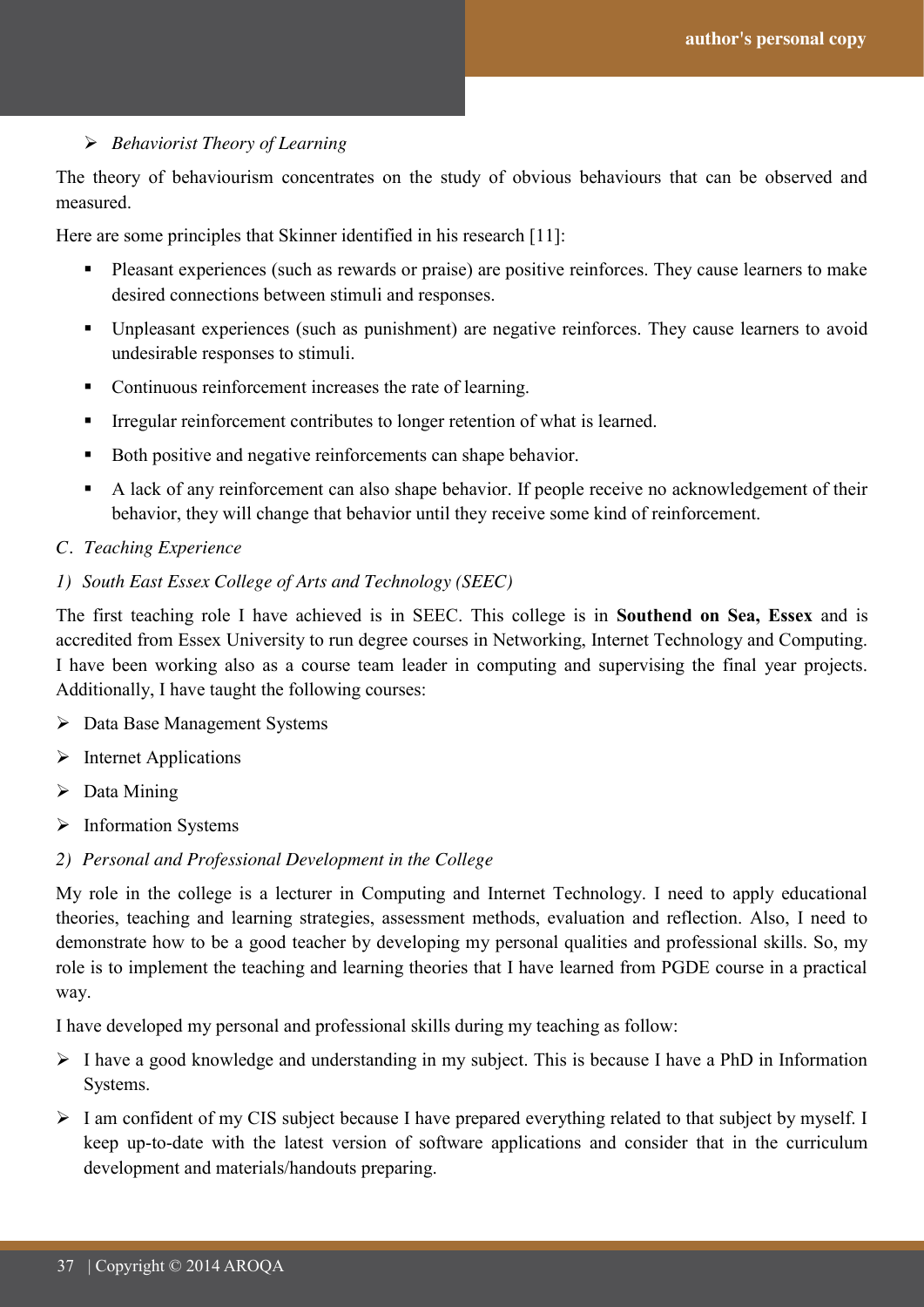- *Behaviorist Theory of Learning*

The theory of behaviourism concentrates on the study of obvious behaviours that can be observed and measured.

Here are some principles that Skinner identified in his research [11]:

- Pleasant experiences (such as rewards or praise) are positive reinforces. They cause learners to make desired connections between stimuli and responses.
- Unpleasant experiences (such as punishment) are negative reinforces. They cause learners to avoid undesirable responses to stimuli.
- Continuous reinforcement increases the rate of learning.
- Irregular reinforcement contributes to longer retention of what is learned.
- Both positive and negative reinforcements can shape behavior.
- A lack of any reinforcement can also shape behavior. If people receive no acknowledgement of their behavior, they will change that behavior until they receive some kind of reinforcement.

### *C. Teaching Experience*

#### *1) South East Essex College of Arts and Technology (SEEC)*

The first teaching role I have achieved is in SEEC. This college is in **Southend on Sea, Essex** and is accredited from Essex University to run degree courses in Networking, Internet Technology and Computing. I have been working also as a course team leader in computing and supervising the final year projects. Additionally, I have taught the following courses:

- Data Base Management Systems
- Internet Applications
- Data Mining
- Information Systems

#### *2) Personal and Professional Development in the College*

My role in the college is a lecturer in Computing and Internet Technology. I need to apply educational theories, teaching and learning strategies, assessment methods, evaluation and reflection. Also, I need to demonstrate how to be a good teacher by developing my personal qualities and professional skills. So, my role is to implement the teaching and learning theories that I have learned from PGDE course in a practical way.

I have developed my personal and professional skills during my teaching as follow:

- I have a good knowledge and understanding in my subject. This is because I have a PhD in Information Systems.
- I am confident of my CIS subject because I have prepared everything related to that subject by myself. I keep up-to-date with the latest version of software applications and consider that in the curriculum development and materials/handouts preparing.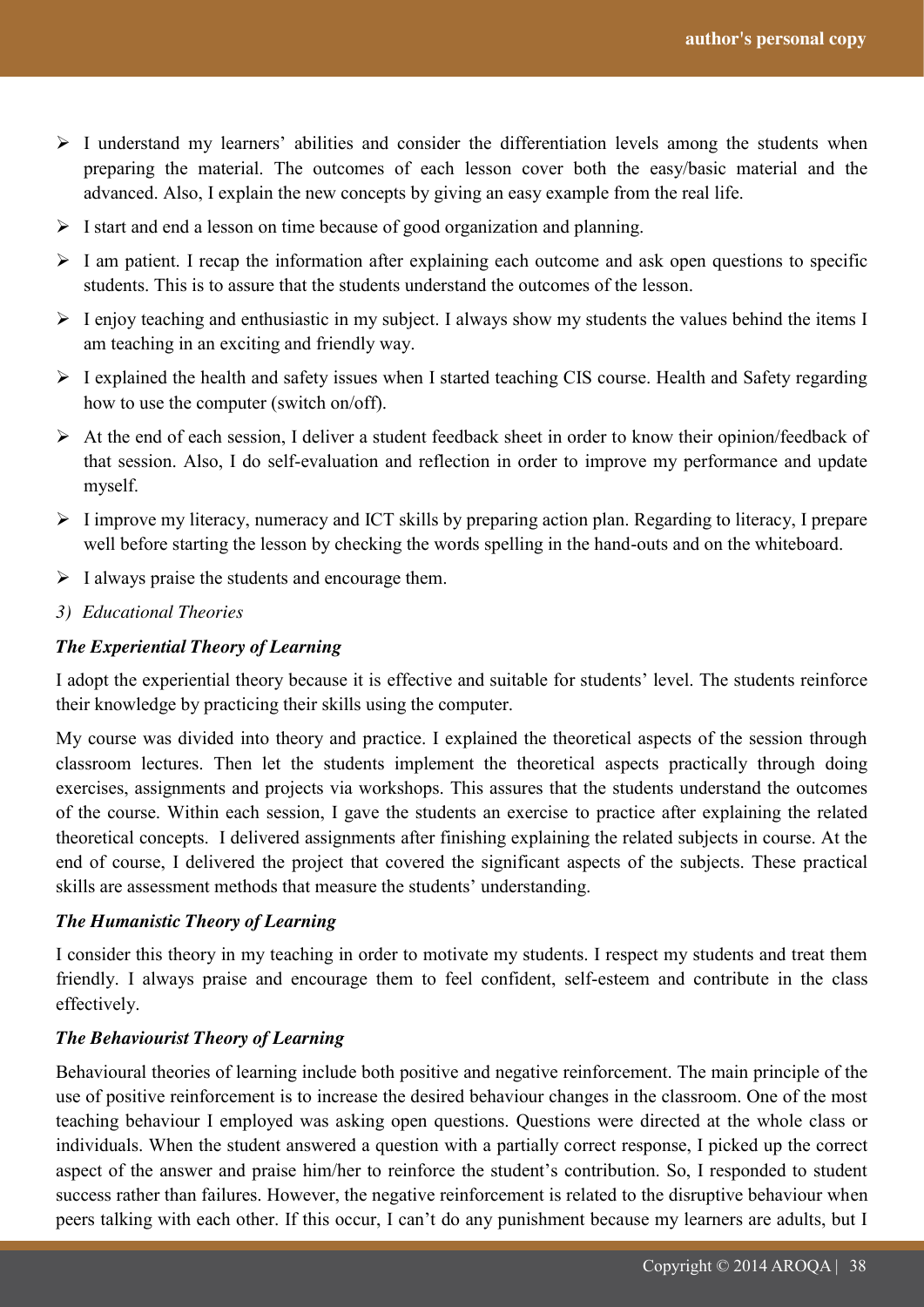- I understand my learners' abilities and consider the differentiation levels among the students when preparing the material. The outcomes of each lesson cover both the easy/basic material and the advanced. Also, I explain the new concepts by giving an easy example from the real life.
- I start and end a lesson on time because of good organization and planning.
- I am patient. I recap the information after explaining each outcome and ask open questions to specific students. This is to assure that the students understand the outcomes of the lesson.
- I enjoy teaching and enthusiastic in my subject. I always show my students the values behind the items I am teaching in an exciting and friendly way.
- I explained the health and safety issues when I started teaching CIS course. Health and Safety regarding how to use the computer (switch on/off).
- At the end of each session, I deliver a student feedback sheet in order to know their opinion/feedback of that session. Also, I do self-evaluation and reflection in order to improve my performance and update myself.
- I improve my literacy, numeracy and ICT skills by preparing action plan. Regarding to literacy, I prepare well before starting the lesson by checking the words spelling in the hand-outs and on the whiteboard.
- I always praise the students and encourage them.

### *3) Educational Theories*

#### ***The Experiential Theory of Learning***

I adopt the experiential theory because it is effective and suitable for students' level. The students reinforce their knowledge by practicing their skills using the computer.

My course was divided into theory and practice. I explained the theoretical aspects of the session through classroom lectures. Then let the students implement the theoretical aspects practically through doing exercises, assignments and projects via workshops. This assures that the students understand the outcomes of the course. Within each session, I gave the students an exercise to practice after explaining the related theoretical concepts. I delivered assignments after finishing explaining the related subjects in course. At the end of course, I delivered the project that covered the significant aspects of the subjects. These practical skills are assessment methods that measure the students' understanding.

#### ***The Humanistic Theory of Learning***

I consider this theory in my teaching in order to motivate my students. I respect my students and treat them friendly. I always praise and encourage them to feel confident, self-esteem and contribute in the class effectively.

#### ***The Behaviourist Theory of Learning***

Behavioural theories of learning include both positive and negative reinforcement. The main principle of the use of positive reinforcement is to increase the desired behaviour changes in the classroom. One of the most teaching behaviour I employed was asking open questions. Questions were directed at the whole class or individuals. When the student answered a question with a partially correct response, I picked up the correct aspect of the answer and praise him/her to reinforce the student's contribution. So, I responded to student success rather than failures. However, the negative reinforcement is related to the disruptive behaviour when peers talking with each other. If this occur, I can't do any punishment because my learners are adults, but I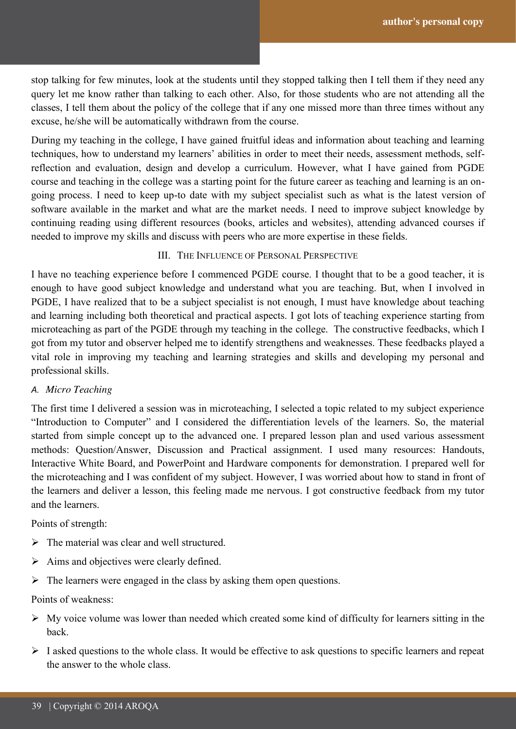stop talking for few minutes, look at the students until they stopped talking then I tell them if they need any query let me know rather than talking to each other. Also, for those students who are not attending all the classes, I tell them about the policy of the college that if any one missed more than three times without any excuse, he/she will be automatically withdrawn from the course.

During my teaching in the college, I have gained fruitful ideas and information about teaching and learning techniques, how to understand my learners' abilities in order to meet their needs, assessment methods, self-reflection and evaluation, design and develop a curriculum. However, what I have gained from PGDE course and teaching in the college was a starting point for the future career as teaching and learning is an on-going process. I need to keep up-to date with my subject specialist such as what is the latest version of software available in the market and what are the market needs. I need to improve subject knowledge by continuing reading using different resources (books, articles and websites), attending advanced courses if needed to improve my skills and discuss with peers who are more expertise in these fields.

## III. The Influence of Personal Perspective

I have no teaching experience before I commenced PGDE course. I thought that to be a good teacher, it is enough to have good subject knowledge and understand what you are teaching. But, when I involved in PGDE, I have realized that to be a subject specialist is not enough, I must have knowledge about teaching and learning including both theoretical and practical aspects. I got lots of teaching experience starting from microteaching as part of the PGDE through my teaching in the college. The constructive feedbacks, which I got from my tutor and observer helped me to identify strengthens and weaknesses. These feedbacks played a vital role in improving my teaching and learning strategies and skills and developing my personal and professional skills.

### *A. Micro Teaching*

The first time I delivered a session was in microteaching, I selected a topic related to my subject experience "Introduction to Computer" and I considered the differentiation levels of the learners. So, the material started from simple concept up to the advanced one. I prepared lesson plan and used various assessment methods: Question/Answer, Discussion and Practical assignment. I used many resources: Handouts, Interactive White Board, and PowerPoint and Hardware components for demonstration. I prepared well for the microteaching and I was confident of my subject. However, I was worried about how to stand in front of the learners and deliver a lesson, this feeling made me nervous. I got constructive feedback from my tutor and the learners.

Points of strength:

- The material was clear and well structured.
- Aims and objectives were clearly defined.
- The learners were engaged in the class by asking them open questions.

Points of weakness:

- My voice volume was lower than needed which created some kind of difficulty for learners sitting in the back.
- I asked questions to the whole class. It would be effective to ask questions to specific learners and repeat the answer to the whole class.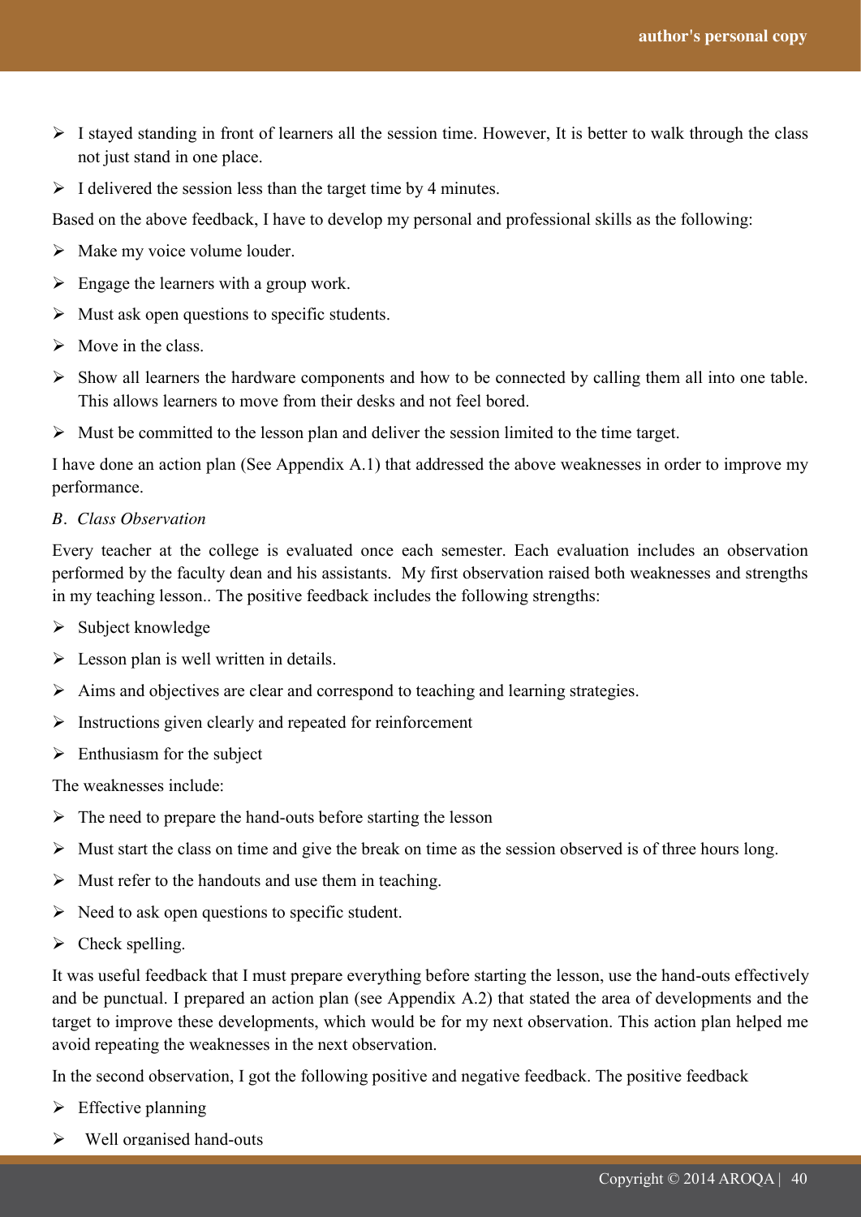- I stayed standing in front of learners all the session time. However, It is better to walk through the class not just stand in one place.
- I delivered the session less than the target time by 4 minutes.

Based on the above feedback, I have to develop my personal and professional skills as the following:

- Make my voice volume louder.
- Engage the learners with a group work.
- Must ask open questions to specific students.
- Move in the class.
- Show all learners the hardware components and how to be connected by calling them all into one table. This allows learners to move from their desks and not feel bored.
- Must be committed to the lesson plan and deliver the session limited to the time target.

I have done an action plan (See Appendix A.1) that addressed the above weaknesses in order to improve my performance.

*B. Class Observation*

Every teacher at the college is evaluated once each semester. Each evaluation includes an observation performed by the faculty dean and his assistants. My first observation raised both weaknesses and strengths in my teaching lesson.. The positive feedback includes the following strengths:

- Subject knowledge
- Lesson plan is well written in details.
- Aims and objectives are clear and correspond to teaching and learning strategies.
- Instructions given clearly and repeated for reinforcement
- Enthusiasm for the subject

The weaknesses include:

- The need to prepare the hand-outs before starting the lesson
- Must start the class on time and give the break on time as the session observed is of three hours long.
- Must refer to the handouts and use them in teaching.
- Need to ask open questions to specific student.
- Check spelling.

It was useful feedback that I must prepare everything before starting the lesson, use the hand-outs effectively and be punctual. I prepared an action plan (see Appendix A.2) that stated the area of developments and the target to improve these developments, which would be for my next observation. This action plan helped me avoid repeating the weaknesses in the next observation.

In the second observation, I got the following positive and negative feedback. The positive feedback

- Effective planning
- Well organised hand-outs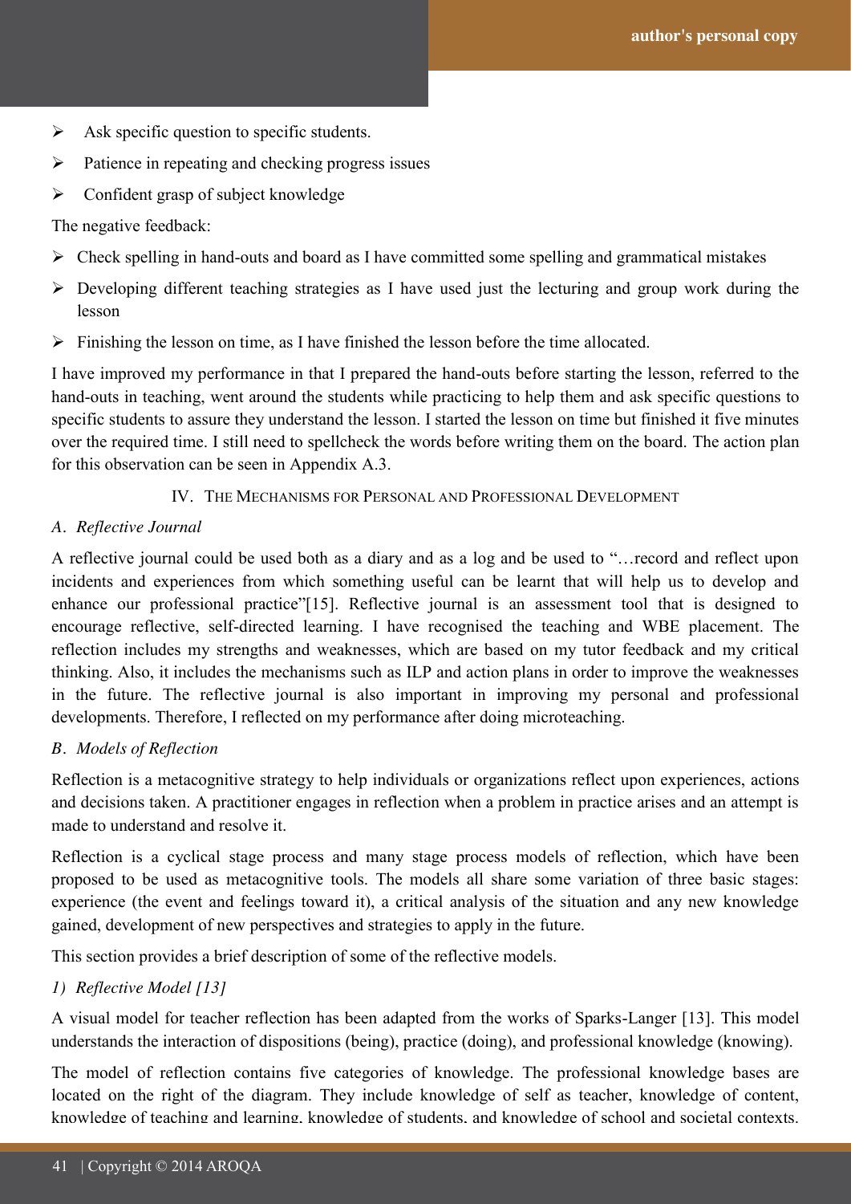- Ask specific question to specific students.
- Patience in repeating and checking progress issues
- Confident grasp of subject knowledge

The negative feedback:

- Check spelling in hand-outs and board as I have committed some spelling and grammatical mistakes
- Developing different teaching strategies as I have used just the lecturing and group work during the lesson
- Finishing the lesson on time, as I have finished the lesson before the time allocated.

I have improved my performance in that I prepared the hand-outs before starting the lesson, referred to the hand-outs in teaching, went around the students while practicing to help them and ask specific questions to specific students to assure they understand the lesson. I started the lesson on time but finished it five minutes over the required time. I still need to spellcheck the words before writing them on the board. The action plan for this observation can be seen in Appendix A.3.

## IV. The Mechanisms for Personal and Professional Development

### *A. Reflective Journal*

A reflective journal could be used both as a diary and as a log and be used to "…record and reflect upon incidents and experiences from which something useful can be learnt that will help us to develop and enhance our professional practice"[15]. Reflective journal is an assessment tool that is designed to encourage reflective, self-directed learning. I have recognised the teaching and WBE placement. The reflection includes my strengths and weaknesses, which are based on my tutor feedback and my critical thinking. Also, it includes the mechanisms such as ILP and action plans in order to improve the weaknesses in the future. The reflective journal is also important in improving my personal and professional developments. Therefore, I reflected on my performance after doing microteaching.

### *B. Models of Reflection*

Reflection is a metacognitive strategy to help individuals or organizations reflect upon experiences, actions and decisions taken. A practitioner engages in reflection when a problem in practice arises and an attempt is made to understand and resolve it.

Reflection is a cyclical stage process and many stage process models of reflection, which have been proposed to be used as metacognitive tools. The models all share some variation of three basic stages: experience (the event and feelings toward it), a critical analysis of the situation and any new knowledge gained, development of new perspectives and strategies to apply in the future.

This section provides a brief description of some of the reflective models.

#### *1) Reflective Model [13]*

A visual model for teacher reflection has been adapted from the works of Sparks-Langer [13]. This model understands the interaction of dispositions (being), practice (doing), and professional knowledge (knowing).

The model of reflection contains five categories of knowledge. The professional knowledge bases are located on the right of the diagram. They include knowledge of self as teacher, knowledge of content, knowledge of teaching and learning, knowledge of students, and knowledge of school and societal contexts.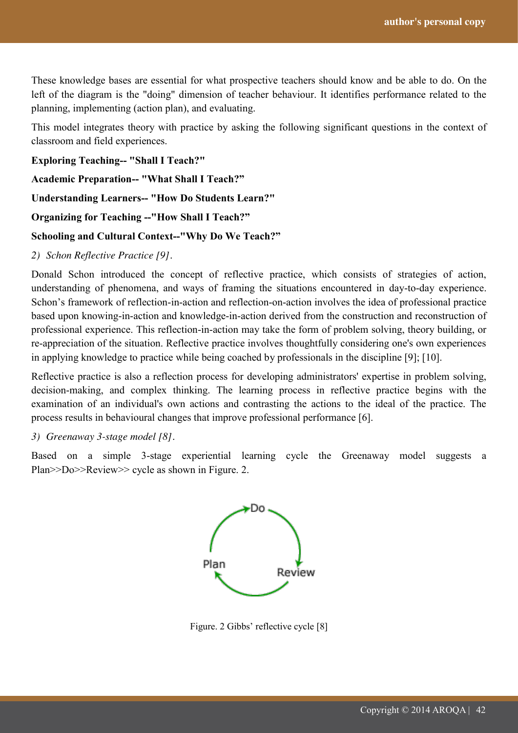These knowledge bases are essential for what prospective teachers should know and be able to do. On the left of the diagram is the "doing" dimension of teacher behaviour. It identifies performance related to the planning, implementing (action plan), and evaluating.

This model integrates theory with practice by asking the following significant questions in the context of classroom and field experiences.

**Exploring Teaching-- "Shall I Teach?"**

**Academic Preparation-- "What Shall I Teach?"**

**Understanding Learners-- "How Do Students Learn?"**

**Organizing for Teaching --"How Shall I Teach?"**

**Schooling and Cultural Context--"Why Do We Teach?"**

*2) Schon Reflective Practice [9].*

Donald Schon introduced the concept of reflective practice, which consists of strategies of action, understanding of phenomena, and ways of framing the situations encountered in day-to-day experience. Schon's framework of reflection-in-action and reflection-on-action involves the idea of professional practice based upon knowing-in-action and knowledge-in-action derived from the construction and reconstruction of professional experience. This reflection-in-action may take the form of problem solving, theory building, or re-appreciation of the situation. Reflective practice involves thoughtfully considering one's own experiences in applying knowledge to practice while being coached by professionals in the discipline [9]; [10].

Reflective practice is also a reflection process for developing administrators' expertise in problem solving, decision-making, and complex thinking. The learning process in reflective practice begins with the examination of an individual's own actions and contrasting the actions to the ideal of the practice. The process results in behavioural changes that improve professional performance [6].

*3) Greenaway 3-stage model [8].*

Based on a simple 3-stage experiential learning cycle the Greenaway model suggests a Plan>>Do>>Review>> cycle as shown in Figure. 2.

Do

Plan

Review

Figure. 2 Gibbs' reflective cycle [8]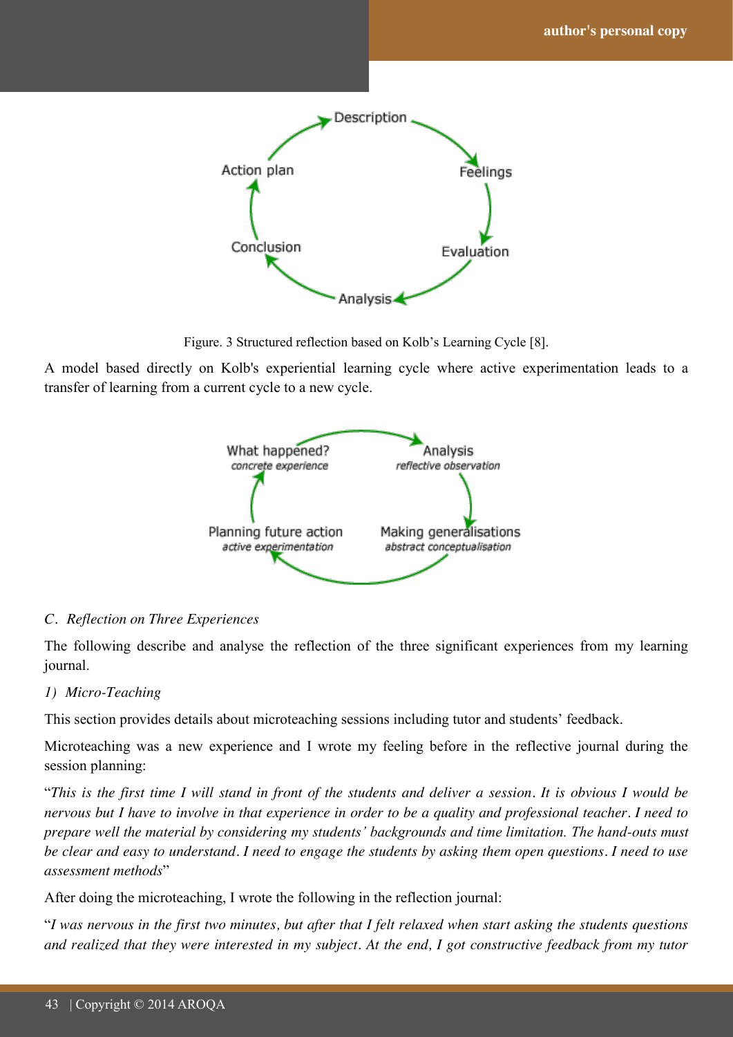Figure. 3 Structured reflection based on Kolb's Learning Cycle [8].

A model based directly on Kolb's experiential learning cycle where active experimentation leads to a transfer of learning from a current cycle to a new cycle.

### *C. Reflection on Three Experiences*

The following describe and analyse the reflection of the three significant experiences from my learning journal.

#### *1) Micro-Teaching*

This section provides details about microteaching sessions including tutor and students' feedback.

Microteaching was a new experience and I wrote my feeling before in the reflective journal during the session planning:

"*This is the first time I will stand in front of the students and deliver a session. It is obvious I would be nervous but I have to involve in that experience in order to be a quality and professional teacher. I need to prepare well the material by considering my students' backgrounds and time limitation. The hand-outs must be clear and easy to understand. I need to engage the students by asking them open questions. I need to use assessment methods*"

After doing the microteaching, I wrote the following in the reflection journal:

"*I was nervous in the first two minutes, but after that I felt relaxed when start asking the students questions and realized that they were interested in my subject. At the end, I got constructive feedback from my tutor*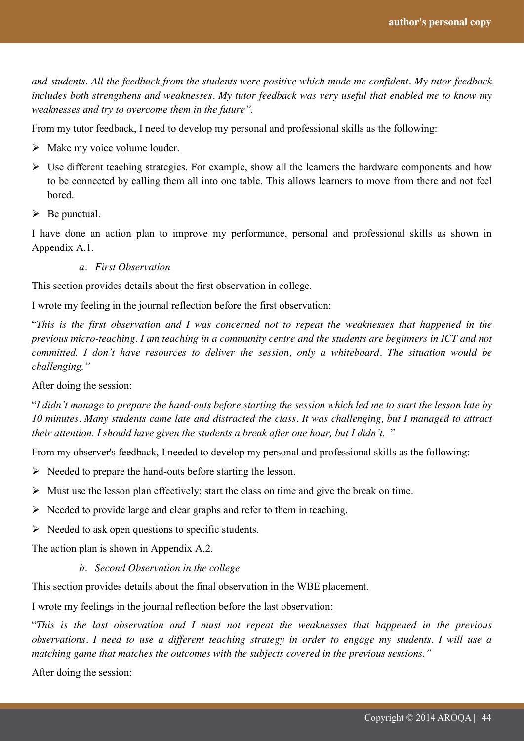*and students. All the feedback from the students were positive which made me confident. My tutor feedback includes both strengthens and weaknesses. My tutor feedback was very useful that enabled me to know my weaknesses and try to overcome them in the future".*

From my tutor feedback, I need to develop my personal and professional skills as the following:

- Make my voice volume louder.
- Use different teaching strategies. For example, show all the learners the hardware components and how to be connected by calling them all into one table. This allows learners to move from there and not feel bored.
- Be punctual.

I have done an action plan to improve my performance, personal and professional skills as shown in Appendix A.1.

*a. First Observation*

This section provides details about the first observation in college.

I wrote my feeling in the journal reflection before the first observation:

"*This is the first observation and I was concerned not to repeat the weaknesses that happened in the previous micro-teaching. I am teaching in a community centre and the students are beginners in ICT and not committed. I don't have resources to deliver the session, only a whiteboard. The situation would be challenging."*

After doing the session:

"*I didn't manage to prepare the hand-outs before starting the session which led me to start the lesson late by 10 minutes. Many students came late and distracted the class. It was challenging, but I managed to attract their attention. I should have given the students a break after one hour, but I didn't.* "

From my observer's feedback, I needed to develop my personal and professional skills as the following:

- Needed to prepare the hand-outs before starting the lesson.
- Must use the lesson plan effectively; start the class on time and give the break on time.
- Needed to provide large and clear graphs and refer to them in teaching.
- Needed to ask open questions to specific students.

The action plan is shown in Appendix A.2.

*b. Second Observation in the college*

This section provides details about the final observation in the WBE placement.

I wrote my feelings in the journal reflection before the last observation:

"*This is the last observation and I must not repeat the weaknesses that happened in the previous observations. I need to use a different teaching strategy in order to engage my students. I will use a matching game that matches the outcomes with the subjects covered in the previous sessions."*

After doing the session: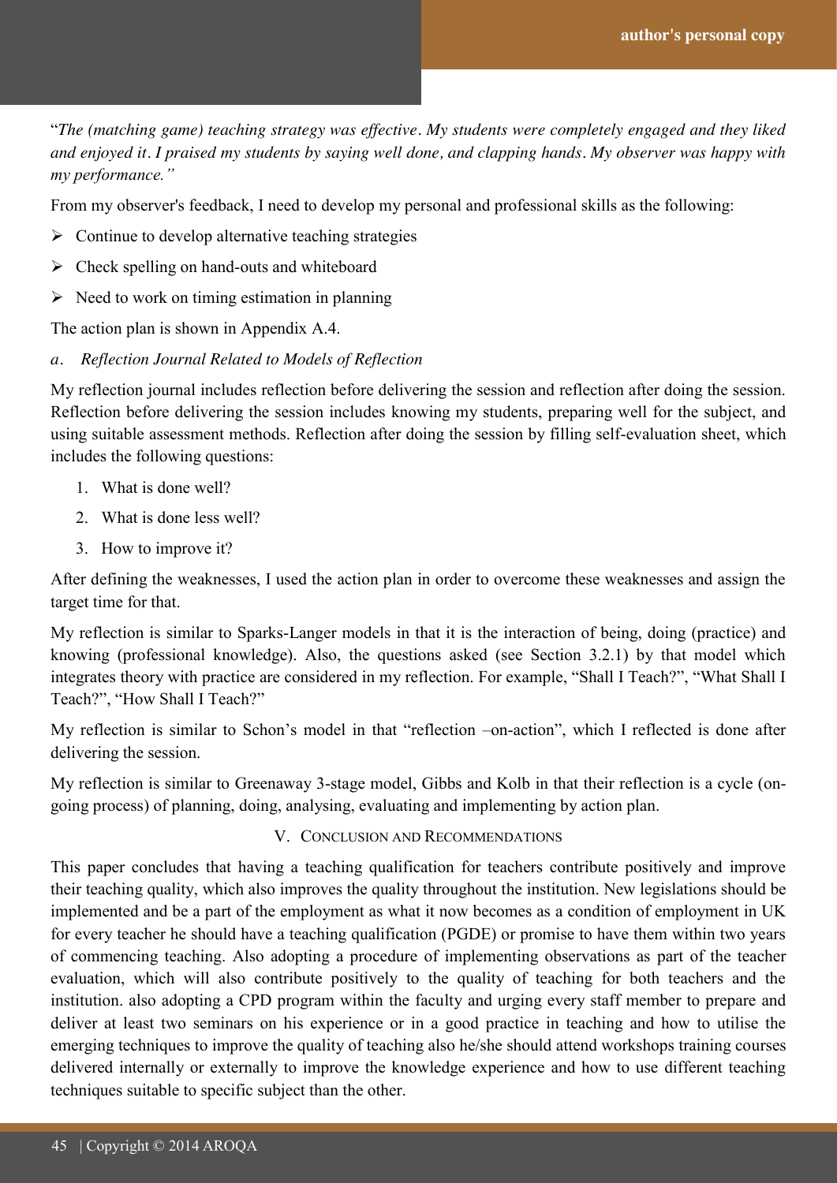"*The (matching game) teaching strategy was effective. My students were completely engaged and they liked and enjoyed it. I praised my students by saying well done, and clapping hands. My observer was happy with my performance.*"

From my observer's feedback, I need to develop my personal and professional skills as the following:

- Continue to develop alternative teaching strategies
- Check spelling on hand-outs and whiteboard
- Need to work on timing estimation in planning

The action plan is shown in Appendix A.4.

*a. Reflection Journal Related to Models of Reflection*

My reflection journal includes reflection before delivering the session and reflection after doing the session. Reflection before delivering the session includes knowing my students, preparing well for the subject, and using suitable assessment methods. Reflection after doing the session by filling self-evaluation sheet, which includes the following questions:

1. What is done well?
2. What is done less well?
3. How to improve it?

After defining the weaknesses, I used the action plan in order to overcome these weaknesses and assign the target time for that.

My reflection is similar to Sparks-Langer models in that it is the interaction of being, doing (practice) and knowing (professional knowledge). Also, the questions asked (see Section 3.2.1) by that model which integrates theory with practice are considered in my reflection. For example, "Shall I Teach?", "What Shall I Teach?", "How Shall I Teach?"

My reflection is similar to Schon's model in that "reflection –on-action", which I reflected is done after delivering the session.

My reflection is similar to Greenaway 3-stage model, Gibbs and Kolb in that their reflection is a cycle (on-going process) of planning, doing, analysing, evaluating and implementing by action plan.

## V. Conclusion and Recommendations

This paper concludes that having a teaching qualification for teachers contribute positively and improve their teaching quality, which also improves the quality throughout the institution. New legislations should be implemented and be a part of the employment as what it now becomes as a condition of employment in UK for every teacher he should have a teaching qualification (PGDE) or promise to have them within two years of commencing teaching. Also adopting a procedure of implementing observations as part of the teacher evaluation, which will also contribute positively to the quality of teaching for both teachers and the institution. also adopting a CPD program within the faculty and urging every staff member to prepare and deliver at least two seminars on his experience or in a good practice in teaching and how to utilise the emerging techniques to improve the quality of teaching also he/she should attend workshops training courses delivered internally or externally to improve the knowledge experience and how to use different teaching techniques suitable to specific subject than the other.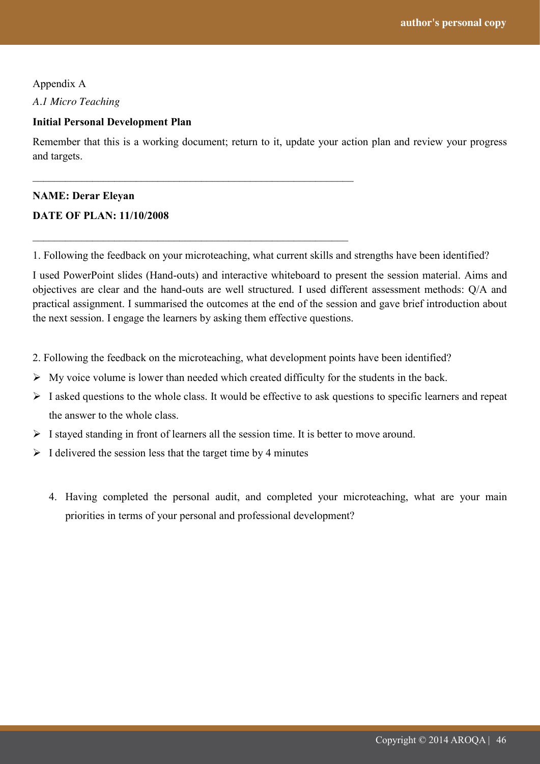Appendix A

*A.1 Micro Teaching*

**Initial Personal Development Plan**

Remember that this is a working document; return to it, update your action plan and review your progress and targets.

---

**NAME: Derar Eleyan**

**DATE OF PLAN: 11/10/2008**

---

1. Following the feedback on your microteaching, what current skills and strengths have been identified?

I used PowerPoint slides (Hand-outs) and interactive whiteboard to present the session material. Aims and objectives are clear and the hand-outs are well structured. I used different assessment methods: Q/A and practical assignment. I summarised the outcomes at the end of the session and gave brief introduction about the next session. I engage the learners by asking them effective questions.

2. Following the feedback on the microteaching, what development points have been identified?

- My voice volume is lower than needed which created difficulty for the students in the back.
- I asked questions to the whole class. It would be effective to ask questions to specific learners and repeat the answer to the whole class.
- I stayed standing in front of learners all the session time. It is better to move around.
- I delivered the session less that the target time by 4 minutes

4. Having completed the personal audit, and completed your microteaching, what are your main priorities in terms of your personal and professional development?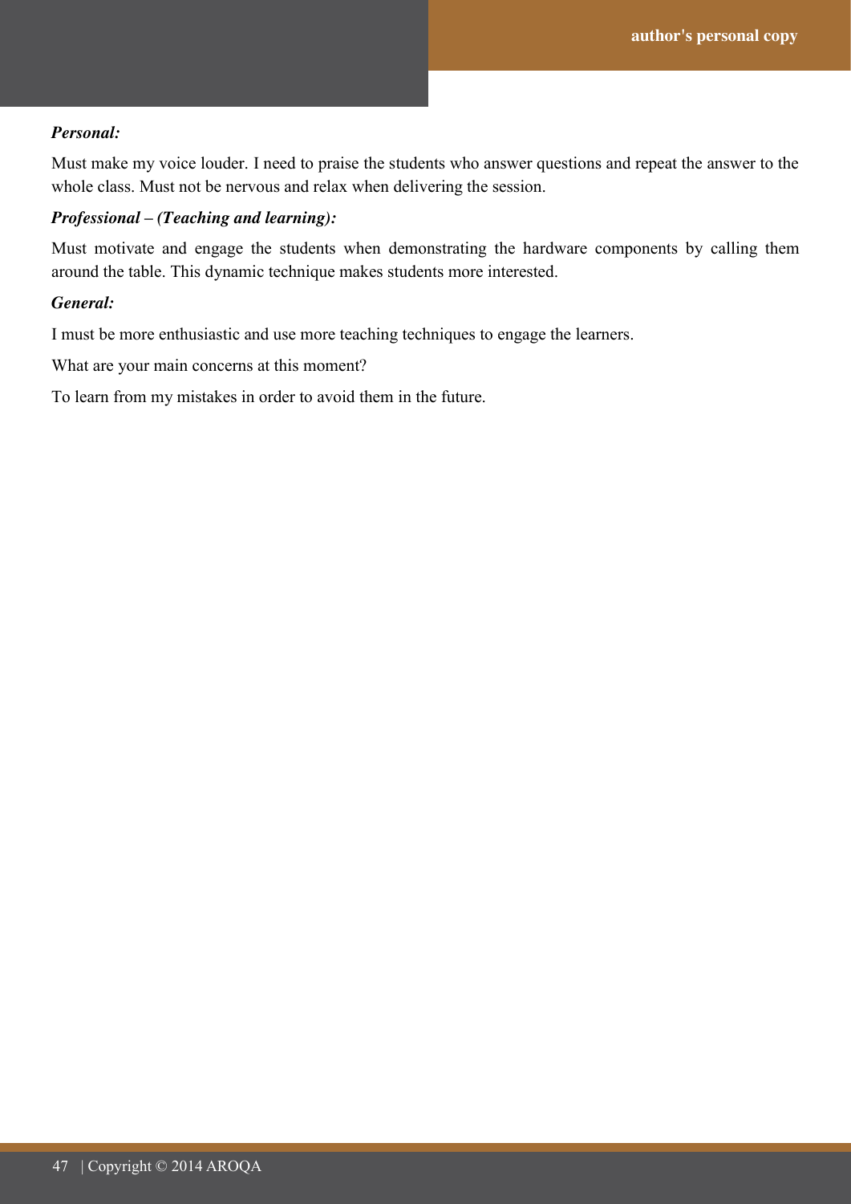***Personal:***

Must make my voice louder. I need to praise the students who answer questions and repeat the answer to the whole class. Must not be nervous and relax when delivering the session.

***Professional – (Teaching and learning):***

Must motivate and engage the students when demonstrating the hardware components by calling them around the table. This dynamic technique makes students more interested.

***General:***

I must be more enthusiastic and use more teaching techniques to engage the learners.

What are your main concerns at this moment?

To learn from my mistakes in order to avoid them in the future.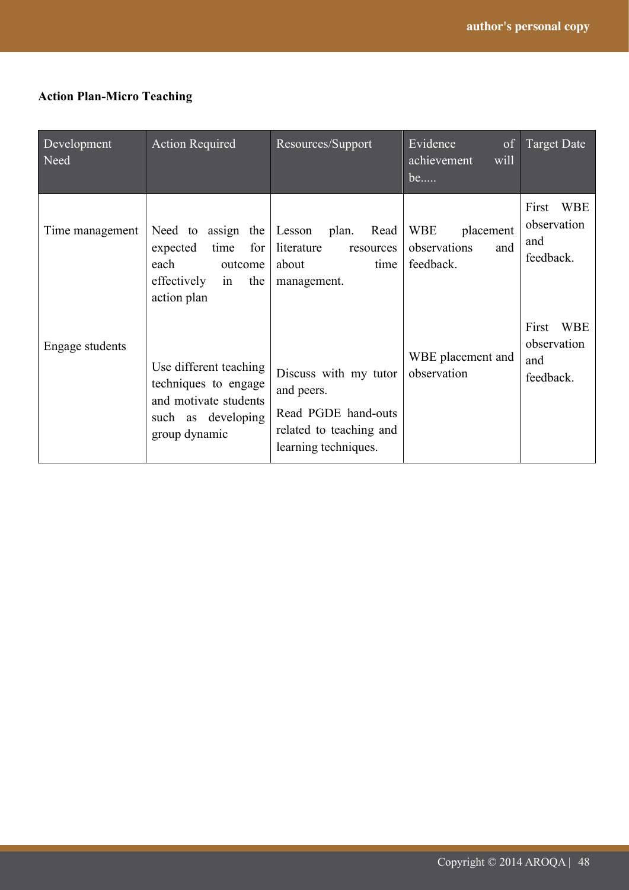**Action Plan-Micro Teaching**

| Development Need | Action Required | Resources/Support | Evidence of achievement will be..... | Target Date |
|---|---|---|---|---|
| Time management | Need to assign the expected time for each outcome effectively in the action plan | Lesson plan. Read literature resources about time management. | WBE placement observations and feedback. | First WBE observation and feedback. |
| Engage students | Use different teaching techniques to engage and motivate students such as developing group dynamic | Discuss with my tutor and peers. Read PGDE hand-outs related to teaching and learning techniques. | WBE placement and observation | First WBE observation and feedback. |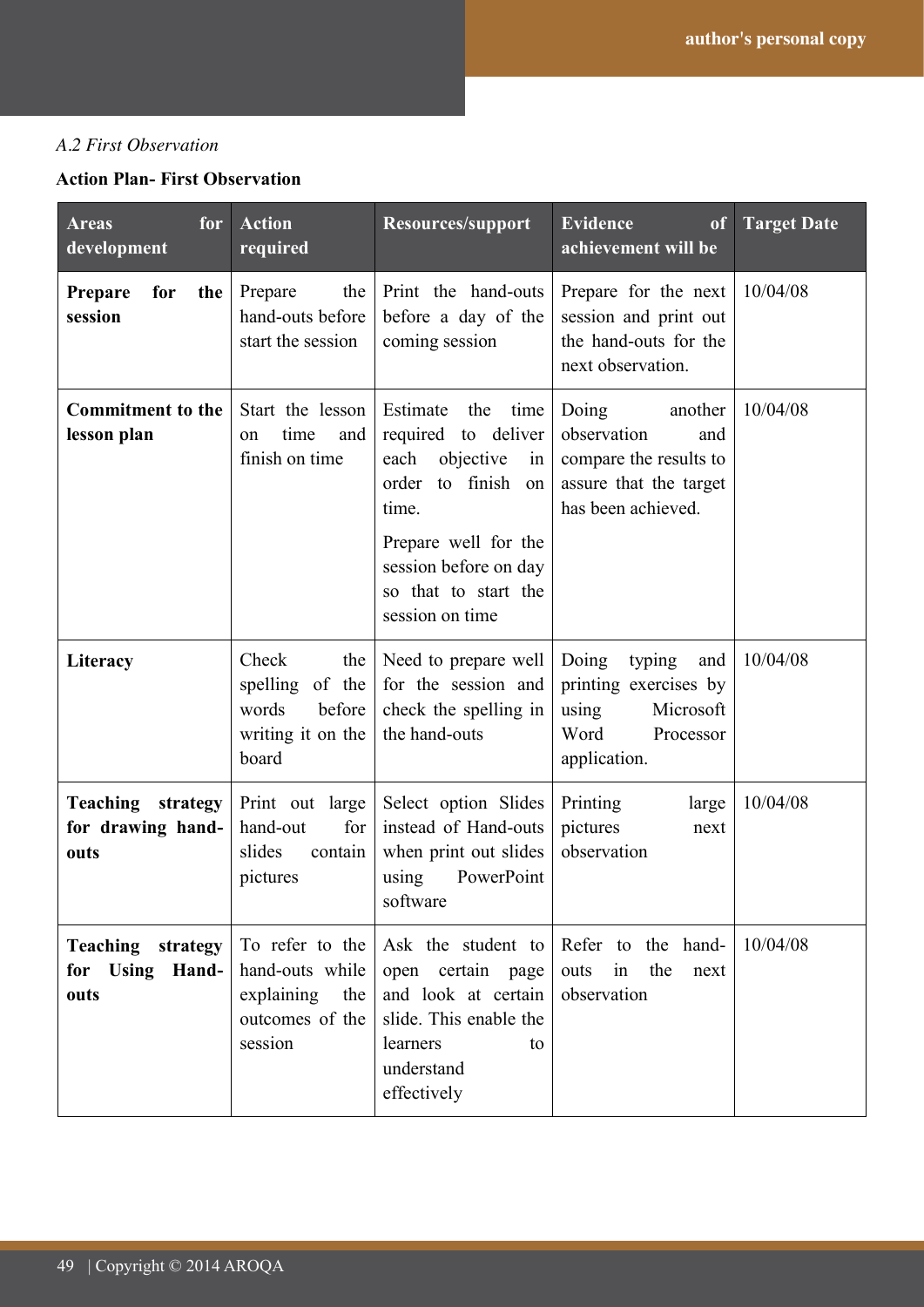*A.2 First Observation*

**Action Plan- First Observation**

| Areas for development | Action required | Resources/support | Evidence of achievement will be | Target Date |
|---|---|---|---|---|
| **Prepare for the session** | Prepare the hand-outs before start the session | Print the hand-outs before a day of the coming session | Prepare for the next session and print out the hand-outs for the next observation. | 10/04/08 |
| **Commitment to the lesson plan** | Start the lesson on time and finish on time | Estimate the time required to deliver each objective in order to finish on time.<br><br>Prepare well for the session before on day so that to start the session on time | Doing another observation and compare the results to assure that the target has been achieved. | 10/04/08 |
| **Literacy** | Check the spelling of the words before writing it on the board | Need to prepare well for the session and check the spelling in the hand-outs | Doing typing and printing exercises by using Microsoft Word Processor application. | 10/04/08 |
| **Teaching strategy for drawing hand-outs** | Print out large hand-out for slides contain pictures | Select option Slides instead of Hand-outs when print out slides using PowerPoint software | Printing large pictures next observation | 10/04/08 |
| **Teaching strategy for Using Hand-outs** | To refer to the hand-outs while explaining the outcomes of the session | Ask the student to open certain page and look at certain slide. This enable the learners to understand effectively | Refer to the hand-outs in the next observation | 10/04/08 |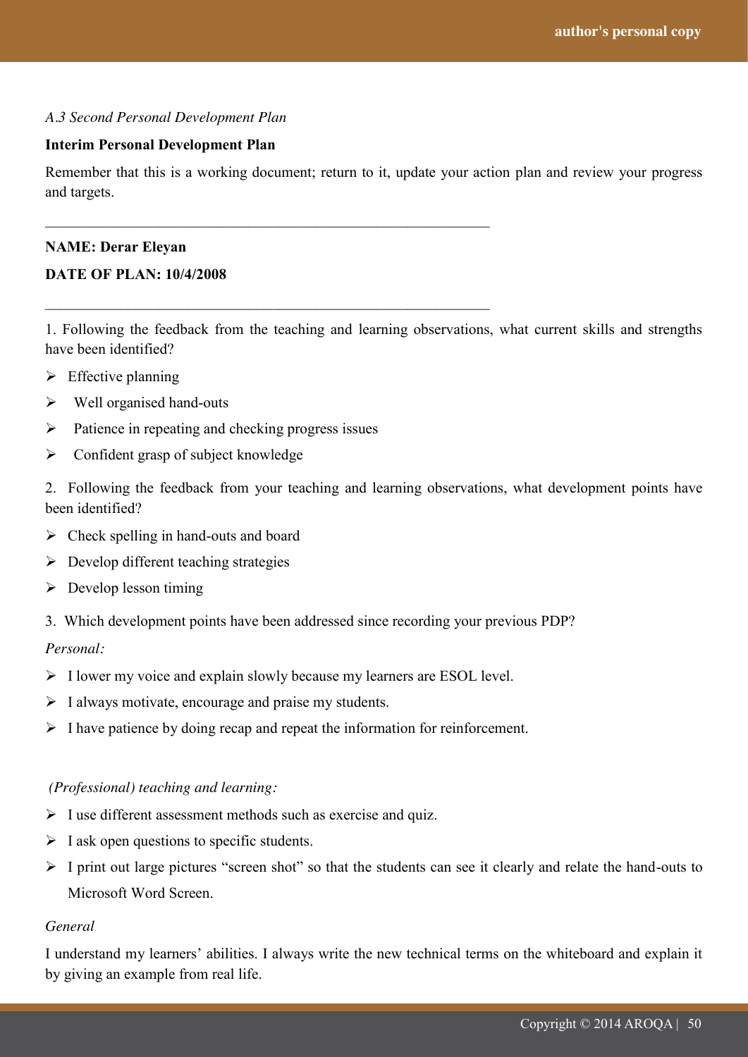*A.3 Second Personal Development Plan*

**Interim Personal Development Plan**

Remember that this is a working document; return to it, update your action plan and review your progress and targets.

---

**NAME: Derar Eleyan**

**DATE OF PLAN: 10/4/2008**

---

1. Following the feedback from the teaching and learning observations, what current skills and strengths have been identified?

- Effective planning
- Well organised hand-outs
- Patience in repeating and checking progress issues
- Confident grasp of subject knowledge

2. Following the feedback from your teaching and learning observations, what development points have been identified?

- Check spelling in hand-outs and board
- Develop different teaching strategies
- Develop lesson timing

3. Which development points have been addressed since recording your previous PDP?

*Personal:*

- I lower my voice and explain slowly because my learners are ESOL level.
- I always motivate, encourage and praise my students.
- I have patience by doing recap and repeat the information for reinforcement.

*(Professional) teaching and learning:*

- I use different assessment methods such as exercise and quiz.
- I ask open questions to specific students.
- I print out large pictures "screen shot" so that the students can see it clearly and relate the hand-outs to Microsoft Word Screen.

*General*

I understand my learners' abilities. I always write the new technical terms on the whiteboard and explain it by giving an example from real life.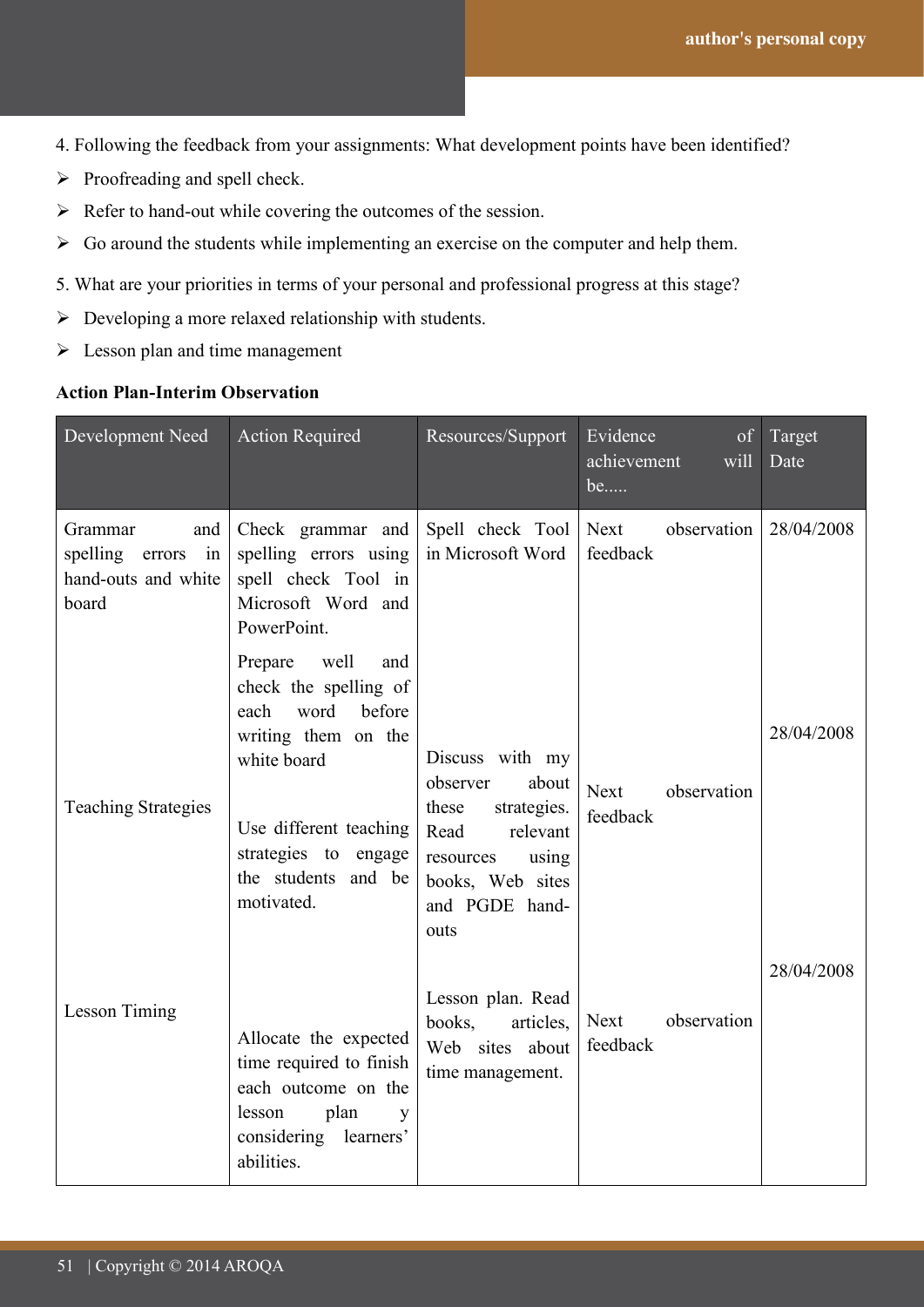4. Following the feedback from your assignments: What development points have been identified?

- Proofreading and spell check.
- Refer to hand-out while covering the outcomes of the session.
- Go around the students while implementing an exercise on the computer and help them.

5. What are your priorities in terms of your personal and professional progress at this stage?

- Developing a more relaxed relationship with students.
- Lesson plan and time management

**Action Plan-Interim Observation**

| Development Need | Action Required | Resources/Support | Evidence of achievement will be..... | Target Date |
|---|---|---|---|---|
| Grammar and spelling errors in hand-outs and white board | Check grammar and spelling errors using spell check Tool in Microsoft Word and PowerPoint. | Spell check Tool in Microsoft Word | Next observation feedback | 28/04/2008 |
| | Prepare well and check the spelling of each word before writing them on the white board | | | |
| Teaching Strategies | Use different teaching strategies to engage the students and be motivated. | Discuss with my observer about these strategies. Read relevant resources using books, Web sites and PGDE hand-outs | Next observation feedback | 28/04/2008 |
| Lesson Timing | Allocate the expected time required to finish each outcome on the lesson plan y considering learners' abilities. | Lesson plan. Read books, articles, Web sites about time management. | Next observation feedback | 28/04/2008 |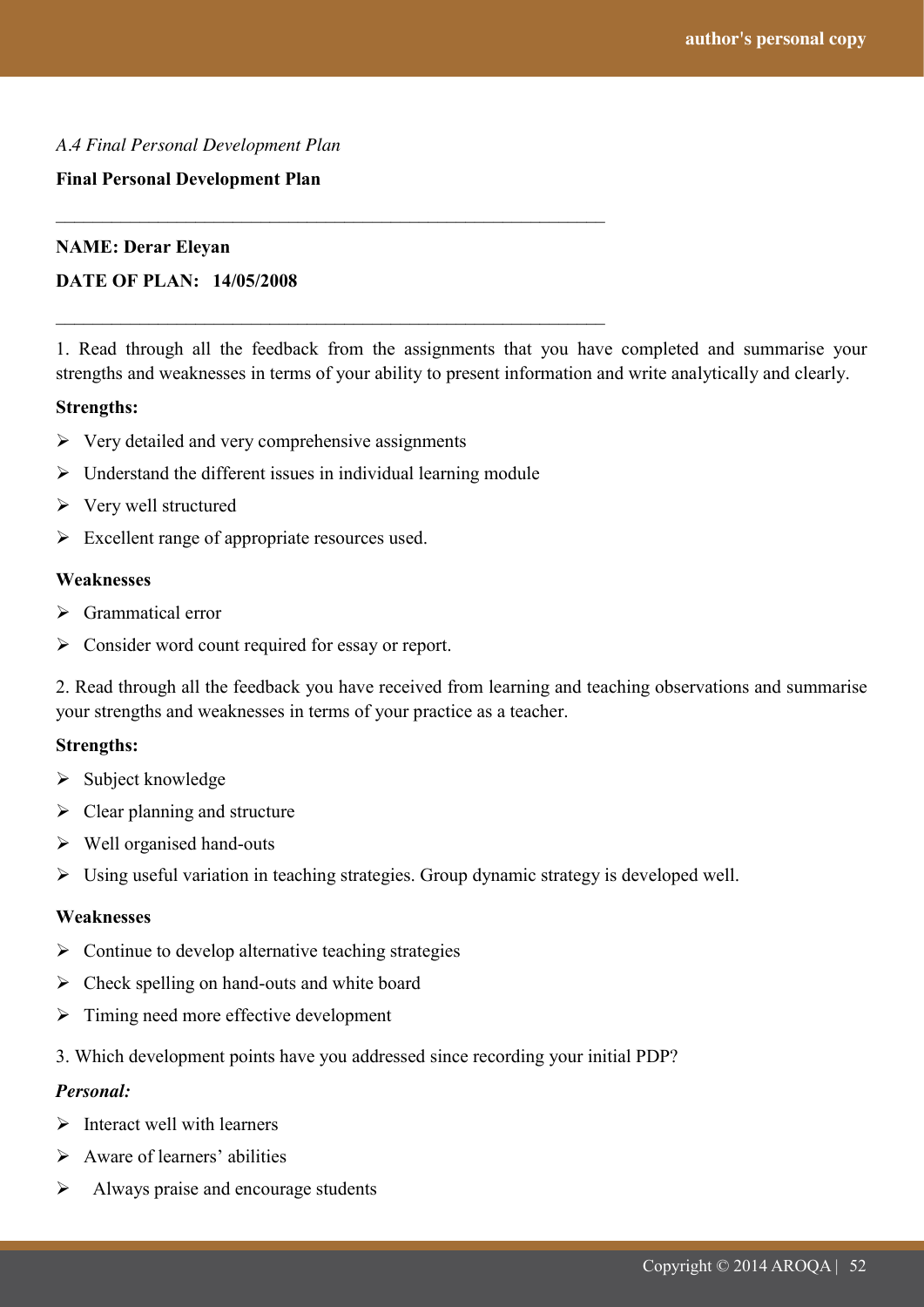*A.4 Final Personal Development Plan*

**Final Personal Development Plan**

---

**NAME: Derar Eleyan**

**DATE OF PLAN: 14/05/2008**

---

1. Read through all the feedback from the assignments that you have completed and summarise your strengths and weaknesses in terms of your ability to present information and write analytically and clearly.

**Strengths:**

- Very detailed and very comprehensive assignments
- Understand the different issues in individual learning module
- Very well structured
- Excellent range of appropriate resources used.

**Weaknesses**

- Grammatical error
- Consider word count required for essay or report.

2. Read through all the feedback you have received from learning and teaching observations and summarise your strengths and weaknesses in terms of your practice as a teacher.

**Strengths:**

- Subject knowledge
- Clear planning and structure
- Well organised hand-outs
- Using useful variation in teaching strategies. Group dynamic strategy is developed well.

**Weaknesses**

- Continue to develop alternative teaching strategies
- Check spelling on hand-outs and white board
- Timing need more effective development

3. Which development points have you addressed since recording your initial PDP?

***Personal:***

- Interact well with learners
- Aware of learners' abilities
- Always praise and encourage students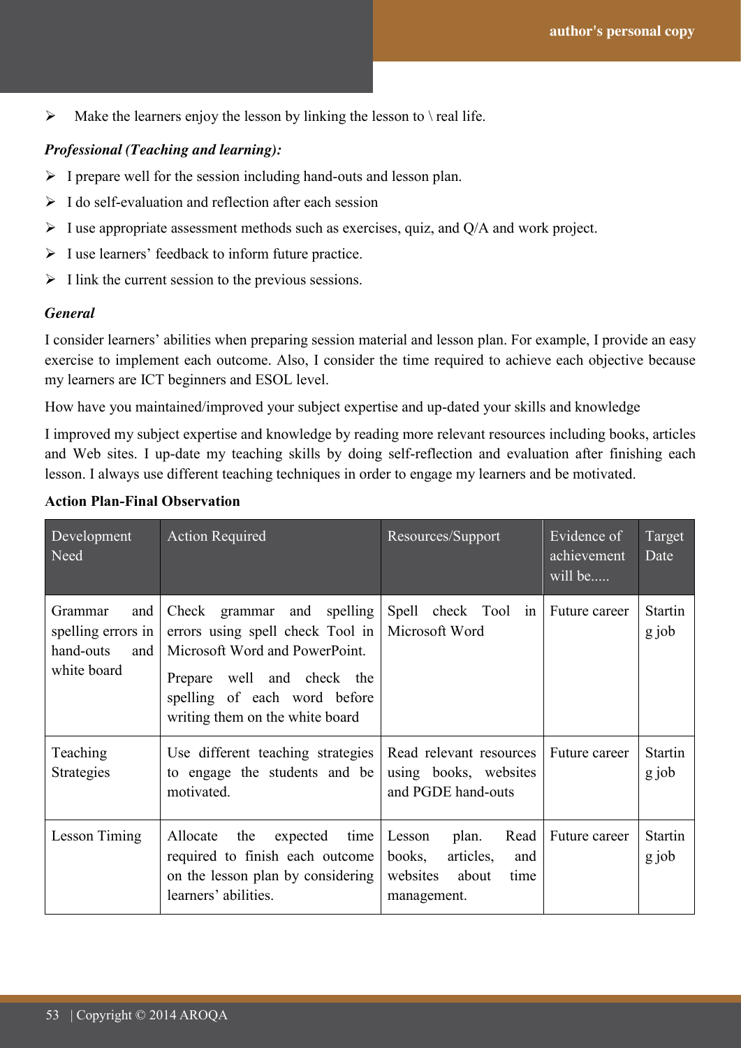- Make the learners enjoy the lesson by linking the lesson to \ real life.

***Professional (Teaching and learning):***

- I prepare well for the session including hand-outs and lesson plan.
- I do self-evaluation and reflection after each session
- I use appropriate assessment methods such as exercises, quiz, and Q/A and work project.
- I use learners' feedback to inform future practice.
- I link the current session to the previous sessions.

***General***

I consider learners' abilities when preparing session material and lesson plan. For example, I provide an easy exercise to implement each outcome. Also, I consider the time required to achieve each objective because my learners are ICT beginners and ESOL level.

How have you maintained/improved your subject expertise and up-dated your skills and knowledge

I improved my subject expertise and knowledge by reading more relevant resources including books, articles and Web sites. I up-date my teaching skills by doing self-reflection and evaluation after finishing each lesson. I always use different teaching techniques in order to engage my learners and be motivated.

**Action Plan-Final Observation**

| Development Need | Action Required | Resources/Support | Evidence of achievement will be..... | Target Date |
|---|---|---|---|---|
| Grammar and spelling errors in hand-outs and white board | Check grammar and spelling errors using spell check Tool in Microsoft Word and PowerPoint.<br>Prepare well and check the spelling of each word before writing them on the white board | Spell check Tool in Microsoft Word | Future career | Starting job |
| Teaching Strategies | Use different teaching strategies to engage the students and be motivated. | Read relevant resources using books, websites and PGDE hand-outs | Future career | Starting job |
| Lesson Timing | Allocate the expected time required to finish each outcome on the lesson plan by considering learners' abilities. | Lesson plan. Read books, articles, and websites about time management. | Future career | Starting job |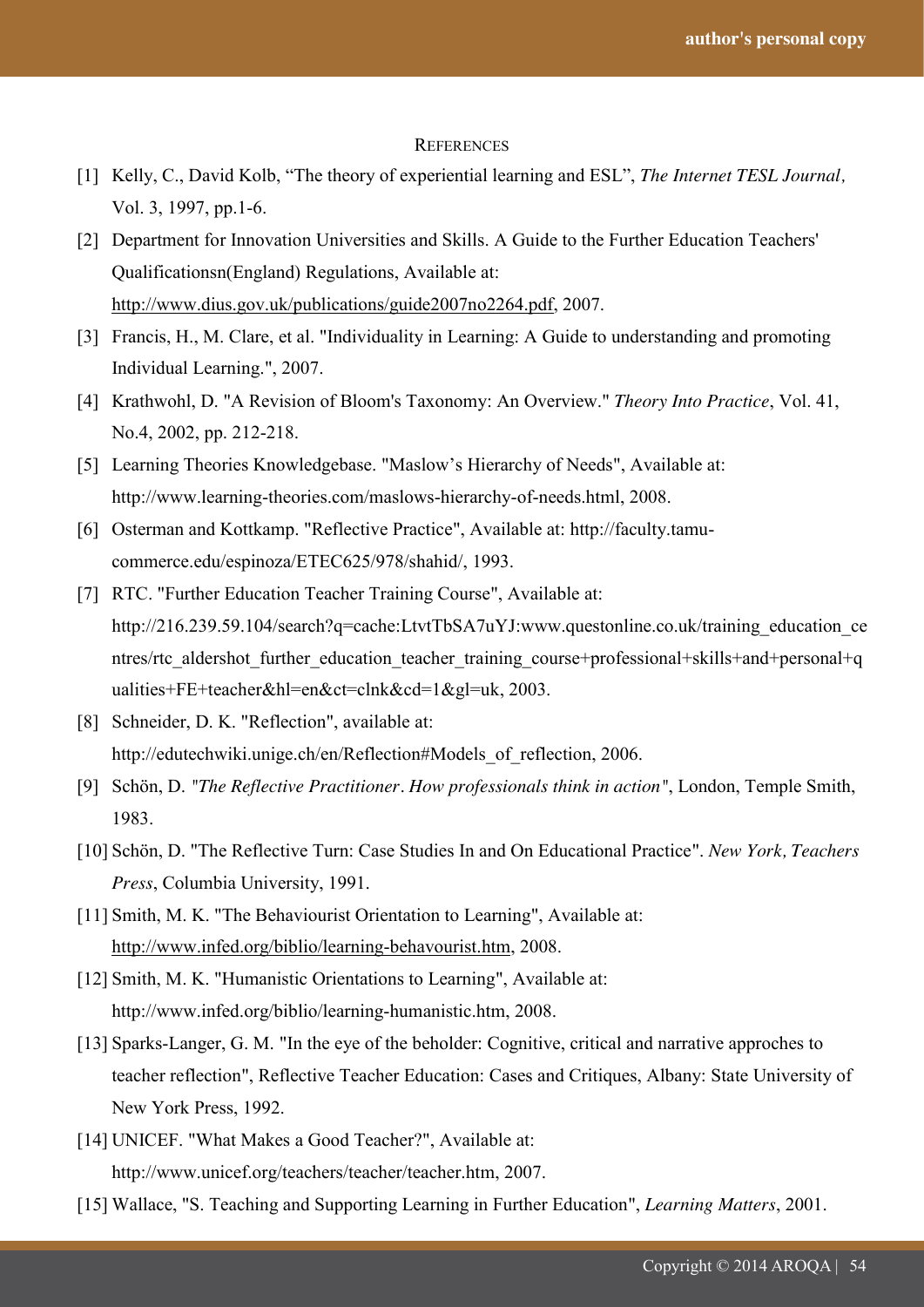## REFERENCES

[1] Kelly, C., David Kolb, "The theory of experiential learning and ESL", *The Internet TESL Journal*, Vol. 3, 1997, pp.1-6.

[2] Department for Innovation Universities and Skills. A Guide to the Further Education Teachers' Qualificationsn(England) Regulations, Available at: http://www.dius.gov.uk/publications/guide2007no2264.pdf, 2007.

[3] Francis, H., M. Clare, et al. "Individuality in Learning: A Guide to understanding and promoting Individual Learning.", 2007.

[4] Krathwohl, D. "A Revision of Bloom's Taxonomy: An Overview." *Theory Into Practice*, Vol. 41, No.4, 2002, pp. 212-218.

[5] Learning Theories Knowledgebase. "Maslow's Hierarchy of Needs", Available at: http://www.learning-theories.com/maslows-hierarchy-of-needs.html, 2008.

[6] Osterman and Kottkamp. "Reflective Practice", Available at: http://faculty.tamu-commerce.edu/espinoza/ETEC625/978/shahid/, 1993.

[7] RTC. "Further Education Teacher Training Course", Available at: http://216.239.59.104/search?q=cache:LtvtTbSA7uYJ:www.questonline.co.uk/training_education_centres/rtc_aldershot_further_education_teacher_training_course+professional+skills+and+personal+qualities+FE+teacher&hl=en&ct=clnk&cd=1&gl=uk, 2003.

[8] Schneider, D. K. "Reflection", available at: http://edutechwiki.unige.ch/en/Reflection#Models_of_reflection, 2006.

[9] Schön, D. *"The Reflective Practitioner. How professionals think in action"*, London, Temple Smith, 1983.

[10] Schön, D. "The Reflective Turn: Case Studies In and On Educational Practice". *New York, Teachers Press*, Columbia University, 1991.

[11] Smith, M. K. "The Behaviourist Orientation to Learning", Available at: http://www.infed.org/biblio/learning-behavourist.htm, 2008.

[12] Smith, M. K. "Humanistic Orientations to Learning", Available at: http://www.infed.org/biblio/learning-humanistic.htm, 2008.

[13] Sparks-Langer, G. M. "In the eye of the beholder: Cognitive, critical and narrative approches to teacher reflection", Reflective Teacher Education: Cases and Critiques, Albany: State University of New York Press, 1992.

[14] UNICEF. "What Makes a Good Teacher?", Available at: http://www.unicef.org/teachers/teacher/teacher.htm, 2007.

[15] Wallace, "S. Teaching and Supporting Learning in Further Education", *Learning Matters*, 2001.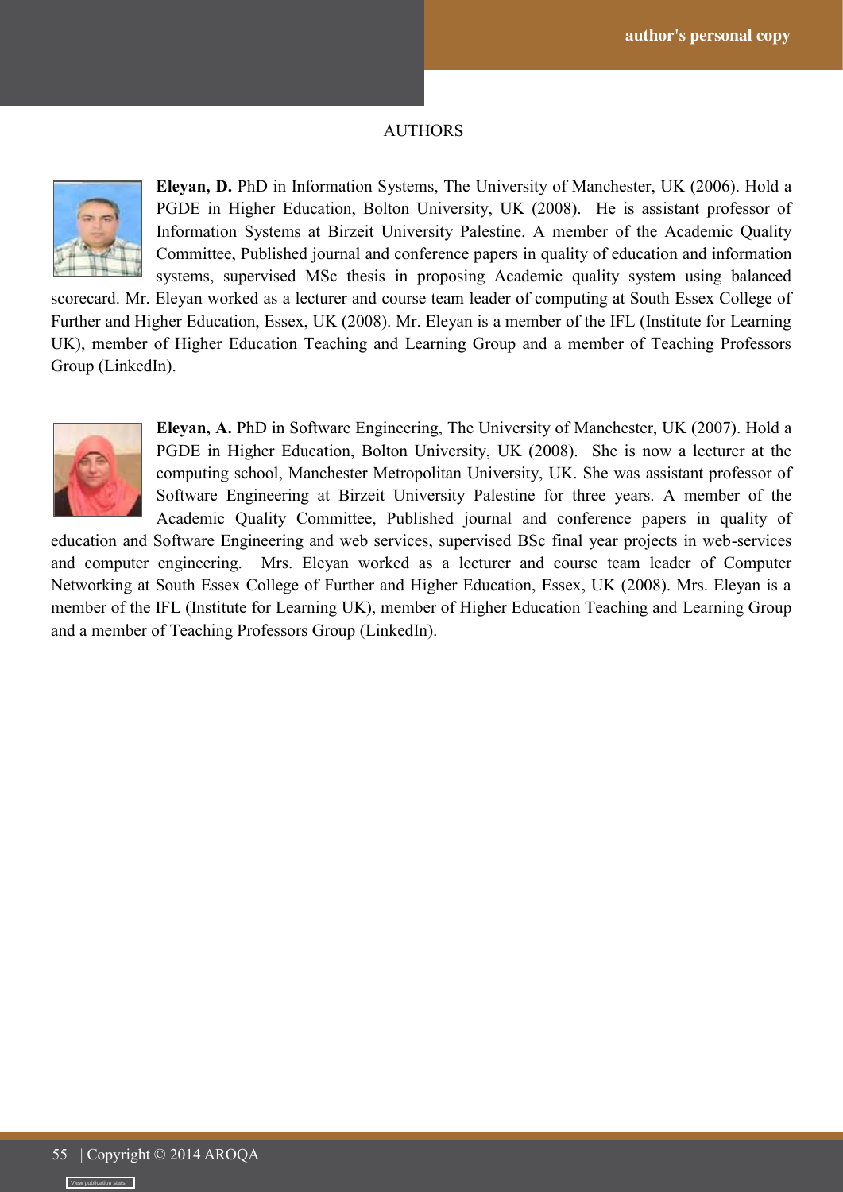AUTHORS

**Eleyan, D.** PhD in Information Systems, The University of Manchester, UK (2006). Hold a PGDE in Higher Education, Bolton University, UK (2008). He is assistant professor of Information Systems at Birzeit University Palestine. A member of the Academic Quality Committee, Published journal and conference papers in quality of education and information systems, supervised MSc thesis in proposing Academic quality system using balanced scorecard. Mr. Eleyan worked as a lecturer and course team leader of computing at South Essex College of Further and Higher Education, Essex, UK (2008). Mr. Eleyan is a member of the IFL (Institute for Learning UK), member of Higher Education Teaching and Learning Group and a member of Teaching Professors Group (LinkedIn).

**Eleyan, A.** PhD in Software Engineering, The University of Manchester, UK (2007). Hold a PGDE in Higher Education, Bolton University, UK (2008). She is now a lecturer at the computing school, Manchester Metropolitan University, UK. She was assistant professor of Software Engineering at Birzeit University Palestine for three years. A member of the Academic Quality Committee, Published journal and conference papers in quality of education and Software Engineering and web services, supervised BSc final year projects in web-services and computer engineering. Mrs. Eleyan worked as a lecturer and course team leader of Computer Networking at South Essex College of Further and Higher Education, Essex, UK (2008). Mrs. Eleyan is a member of the IFL (Institute for Learning UK), member of Higher Education Teaching and Learning Group and a member of Teaching Professors Group (LinkedIn).